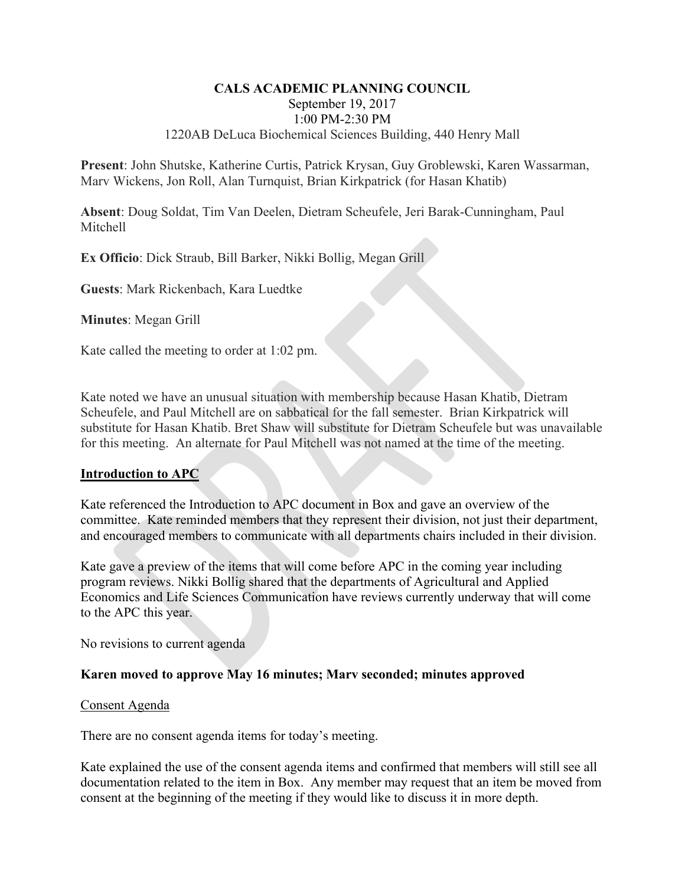**CALS ACADEMIC PLANNING COUNCIL**

September 19, 2017

1:00 PM-2:30 PM

1220AB DeLuca Biochemical Sciences Building, 440 Henry Mall

**Present**: John Shutske, Katherine Curtis, Patrick Krysan, Guy Groblewski, Karen Wassarman, Marv Wickens, Jon Roll, Alan Turnquist, Brian Kirkpatrick (for Hasan Khatib)

**Absent**: Doug Soldat, Tim Van Deelen, Dietram Scheufele, Jeri Barak-Cunningham, Paul Mitchell

**Ex Officio**: Dick Straub, Bill Barker, Nikki Bollig, Megan Grill

**Guests**: Mark Rickenbach, Kara Luedtke

**Minutes**: Megan Grill

Kate called the meeting to order at 1:02 pm.

Kate noted we have an unusual situation with membership because Hasan Khatib, Dietram Scheufele, and Paul Mitchell are on sabbatical for the fall semester. Brian Kirkpatrick will substitute for Hasan Khatib. Bret Shaw will substitute for Dietram Scheufele but was unavailable for this meeting. An alternate for Paul Mitchell was not named at the time of the meeting.

## Introduction to APC

Kate referenced the Introduction to APC document in Box and gave an overview of the committee. Kate reminded members that they represent their division, not just their department, and encouraged members to communicate with all departments chairs included in their division.

Kate gave a preview of the items that will come before APC in the coming year including program reviews. Nikki Bollig shared that the departments of Agricultural and Applied Economics and Life Sciences Communication have reviews currently underway that will come to the APC this year.

No revisions to current agenda

**Karen moved to approve May 16 minutes; Marv seconded; minutes approved**

Consent Agenda

There are no consent agenda items for today's meeting.

Kate explained the use of the consent agenda items and confirmed that members will still see all documentation related to the item in Box. Any member may request that an item be moved from consent at the beginning of the meeting if they would like to discuss it in more depth.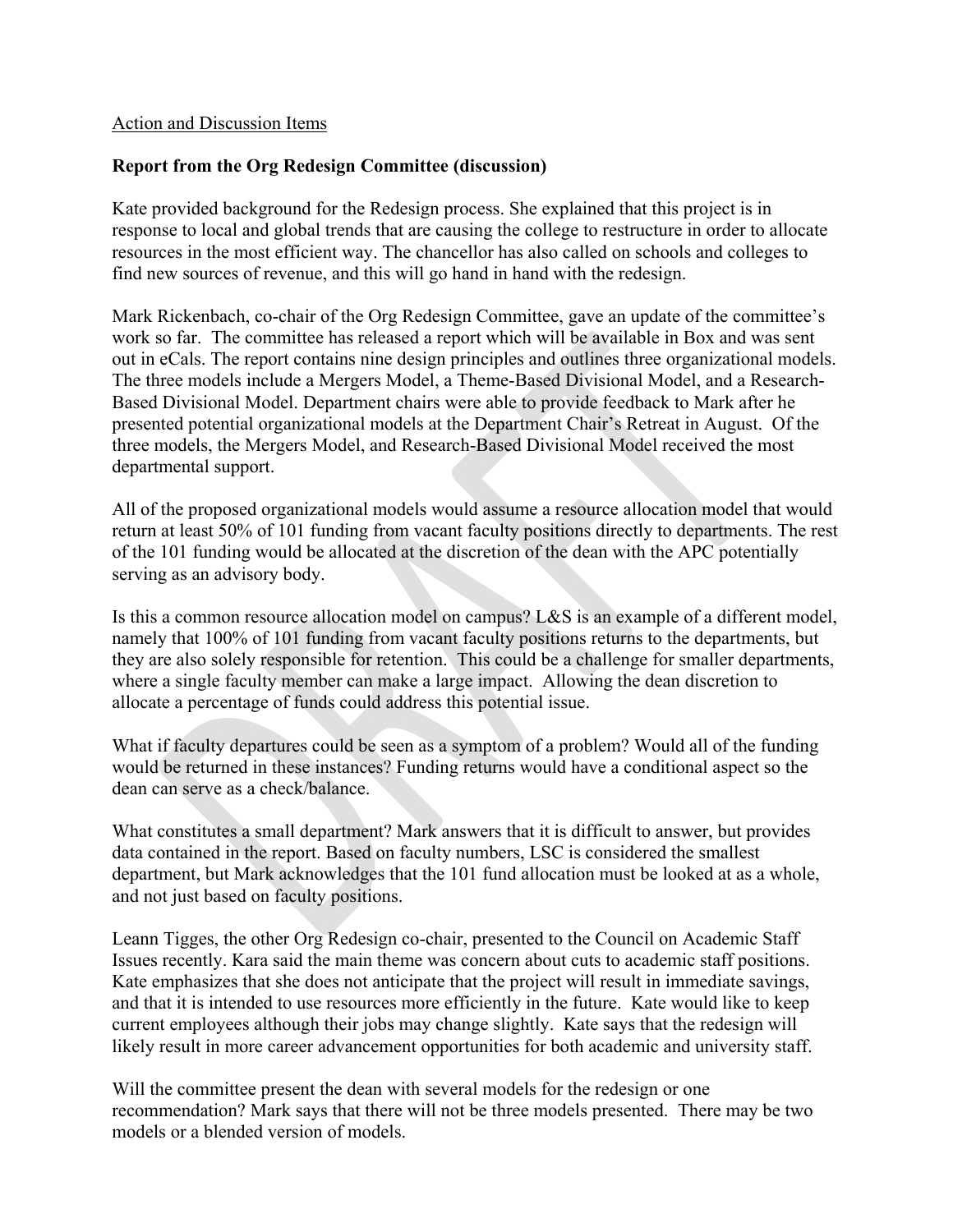Action and Discussion Items

**Report from the Org Redesign Committee (discussion)**

Kate provided background for the Redesign process. She explained that this project is in response to local and global trends that are causing the college to restructure in order to allocate resources in the most efficient way. The chancellor has also called on schools and colleges to find new sources of revenue, and this will go hand in hand with the redesign.

Mark Rickenbach, co-chair of the Org Redesign Committee, gave an update of the committee's work so far. The committee has released a report which will be available in Box and was sent out in eCals. The report contains nine design principles and outlines three organizational models. The three models include a Mergers Model, a Theme-Based Divisional Model, and a Research-Based Divisional Model. Department chairs were able to provide feedback to Mark after he presented potential organizational models at the Department Chair's Retreat in August. Of the three models, the Mergers Model, and Research-Based Divisional Model received the most departmental support.

All of the proposed organizational models would assume a resource allocation model that would return at least 50% of 101 funding from vacant faculty positions directly to departments. The rest of the 101 funding would be allocated at the discretion of the dean with the APC potentially serving as an advisory body.

Is this a common resource allocation model on campus? L&S is an example of a different model, namely that 100% of 101 funding from vacant faculty positions returns to the departments, but they are also solely responsible for retention. This could be a challenge for smaller departments, where a single faculty member can make a large impact. Allowing the dean discretion to allocate a percentage of funds could address this potential issue.

What if faculty departures could be seen as a symptom of a problem? Would all of the funding would be returned in these instances? Funding returns would have a conditional aspect so the dean can serve as a check/balance.

What constitutes a small department? Mark answers that it is difficult to answer, but provides data contained in the report. Based on faculty numbers, LSC is considered the smallest department, but Mark acknowledges that the 101 fund allocation must be looked at as a whole, and not just based on faculty positions.

Leann Tigges, the other Org Redesign co-chair, presented to the Council on Academic Staff Issues recently. Kara said the main theme was concern about cuts to academic staff positions. Kate emphasizes that she does not anticipate that the project will result in immediate savings, and that it is intended to use resources more efficiently in the future. Kate would like to keep current employees although their jobs may change slightly. Kate says that the redesign will likely result in more career advancement opportunities for both academic and university staff.

Will the committee present the dean with several models for the redesign or one recommendation? Mark says that there will not be three models presented. There may be two models or a blended version of models.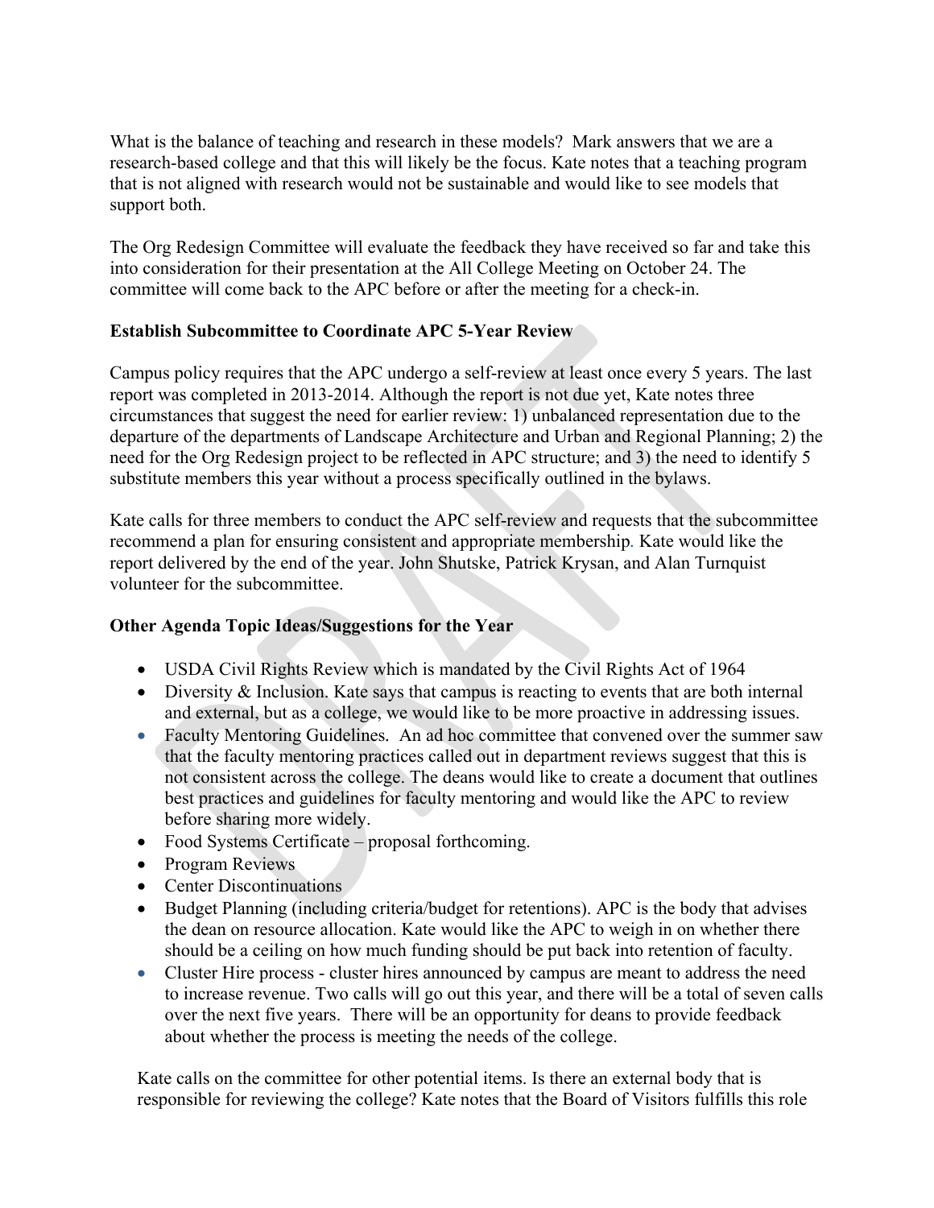What is the balance of teaching and research in these models? Mark answers that we are a research-based college and that this will likely be the focus. Kate notes that a teaching program that is not aligned with research would not be sustainable and would like to see models that support both.

The Org Redesign Committee will evaluate the feedback they have received so far and take this into consideration for their presentation at the All College Meeting on October 24. The committee will come back to the APC before or after the meeting for a check-in.

**Establish Subcommittee to Coordinate APC 5-Year Review**

Campus policy requires that the APC undergo a self-review at least once every 5 years. The last report was completed in 2013-2014. Although the report is not due yet, Kate notes three circumstances that suggest the need for earlier review: 1) unbalanced representation due to the departure of the departments of Landscape Architecture and Urban and Regional Planning; 2) the need for the Org Redesign project to be reflected in APC structure; and 3) the need to identify 5 substitute members this year without a process specifically outlined in the bylaws.

Kate calls for three members to conduct the APC self-review and requests that the subcommittee recommend a plan for ensuring consistent and appropriate membership. Kate would like the report delivered by the end of the year. John Shutske, Patrick Krysan, and Alan Turnquist volunteer for the subcommittee.

**Other Agenda Topic Ideas/Suggestions for the Year**

- USDA Civil Rights Review which is mandated by the Civil Rights Act of 1964
- Diversity & Inclusion. Kate says that campus is reacting to events that are both internal and external, but as a college, we would like to be more proactive in addressing issues.
- Faculty Mentoring Guidelines. An ad hoc committee that convened over the summer saw that the faculty mentoring practices called out in department reviews suggest that this is not consistent across the college. The deans would like to create a document that outlines best practices and guidelines for faculty mentoring and would like the APC to review before sharing more widely.
- Food Systems Certificate – proposal forthcoming.
- Program Reviews
- Center Discontinuations
- Budget Planning (including criteria/budget for retentions). APC is the body that advises the dean on resource allocation. Kate would like the APC to weigh in on whether there should be a ceiling on how much funding should be put back into retention of faculty.
- Cluster Hire process - cluster hires announced by campus are meant to address the need to increase revenue. Two calls will go out this year, and there will be a total of seven calls over the next five years. There will be an opportunity for deans to provide feedback about whether the process is meeting the needs of the college.

Kate calls on the committee for other potential items. Is there an external body that is responsible for reviewing the college? Kate notes that the Board of Visitors fulfills this role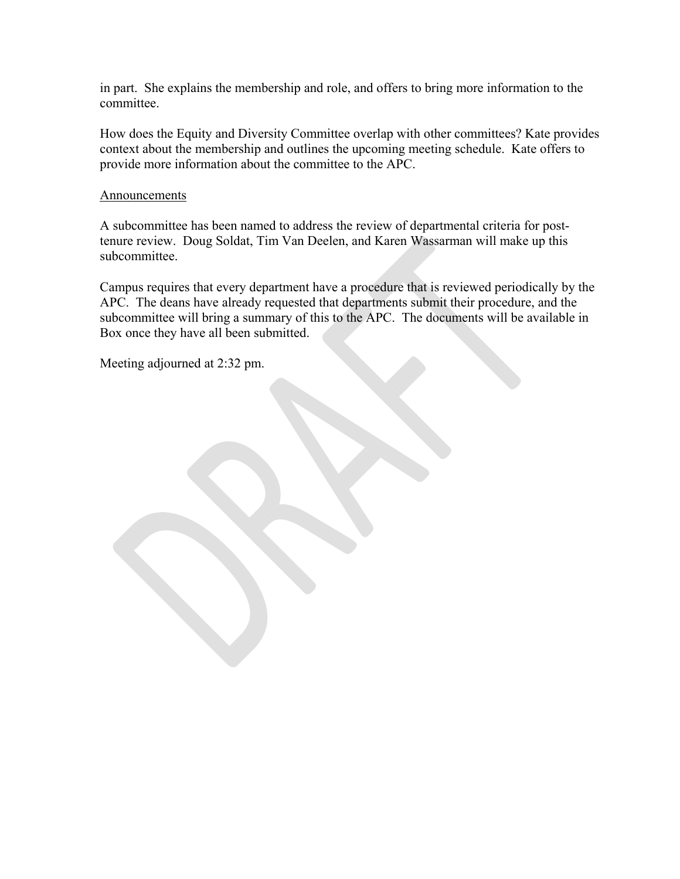in part. She explains the membership and role, and offers to bring more information to the committee.

How does the Equity and Diversity Committee overlap with other committees? Kate provides context about the membership and outlines the upcoming meeting schedule. Kate offers to provide more information about the committee to the APC.

<u>Announcements</u>

A subcommittee has been named to address the review of departmental criteria for post-tenure review. Doug Soldat, Tim Van Deelen, and Karen Wassarman will make up this subcommittee.

Campus requires that every department have a procedure that is reviewed periodically by the APC. The deans have already requested that departments submit their procedure, and the subcommittee will bring a summary of this to the APC. The documents will be available in Box once they have all been submitted.

Meeting adjourned at 2:32 pm.